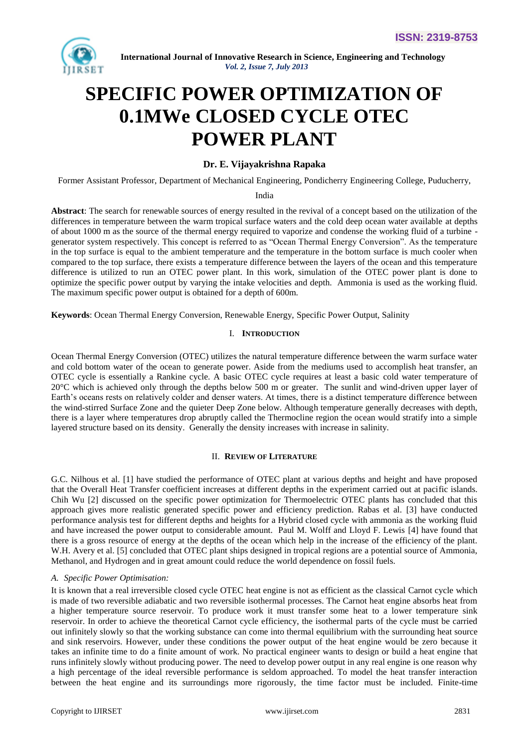# SPECIFIC POWER OPTIMIZATION OF 0.1MWe CLOSED CYCLE OTEC POWER PLANT

**Dr. E. Vijayakrishna Rapaka**

Former Assistant Professor, Department of Mechanical Engineering, Pondicherry Engineering College, Puducherry, India

**Abstract**: The search for renewable sources of energy resulted in the revival of a concept based on the utilization of the differences in temperature between the warm tropical surface waters and the cold deep ocean water available at depths of about 1000 m as the source of the thermal energy required to vaporize and condense the working fluid of a turbine - generator system respectively. This concept is referred to as "Ocean Thermal Energy Conversion". As the temperature in the top surface is equal to the ambient temperature and the temperature in the bottom surface is much cooler when compared to the top surface, there exists a temperature difference between the layers of the ocean and this temperature difference is utilized to run an OTEC power plant. In this work, simulation of the OTEC power plant is done to optimize the specific power output by varying the intake velocities and depth. Ammonia is used as the working fluid. The maximum specific power output is obtained for a depth of 600m.

**Keywords**: Ocean Thermal Energy Conversion, Renewable Energy, Specific Power Output, Salinity

## I. Introduction

Ocean Thermal Energy Conversion (OTEC) utilizes the natural temperature difference between the warm surface water and cold bottom water of the ocean to generate power. Aside from the mediums used to accomplish heat transfer, an OTEC cycle is essentially a Rankine cycle. A basic OTEC cycle requires at least a basic cold water temperature of 20°C which is achieved only through the depths below 500 m or greater. The sunlit and wind-driven upper layer of Earth's oceans rests on relatively colder and denser waters. At times, there is a distinct temperature difference between the wind-stirred Surface Zone and the quieter Deep Zone below. Although temperature generally decreases with depth, there is a layer where temperatures drop abruptly called the Thermocline region the ocean would stratify into a simple layered structure based on its density. Generally the density increases with increase in salinity.

## II. Review of Literature

G.C. Nilhous et al. [1] have studied the performance of OTEC plant at various depths and height and have proposed that the Overall Heat Transfer coefficient increases at different depths in the experiment carried out at pacific islands. Chih Wu [2] discussed on the specific power optimization for Thermoelectric OTEC plants has concluded that this approach gives more realistic generated specific power and efficiency prediction. Rabas et al. [3] have conducted performance analysis test for different depths and heights for a Hybrid closed cycle with ammonia as the working fluid and have increased the power output to considerable amount. Paul M. Wolff and Lloyd F. Lewis [4] have found that there is a gross resource of energy at the depths of the ocean which help in the increase of the efficiency of the plant. W.H. Avery et al. [5] concluded that OTEC plant ships designed in tropical regions are a potential source of Ammonia, Methanol, and Hydrogen and in great amount could reduce the world dependence on fossil fuels.

### *A. Specific Power Optimisation:*

It is known that a real irreversible closed cycle OTEC heat engine is not as efficient as the classical Carnot cycle which is made of two reversible adiabatic and two reversible isothermal processes. The Carnot heat engine absorbs heat from a higher temperature source reservoir. To produce work it must transfer some heat to a lower temperature sink reservoir. In order to achieve the theoretical Carnot cycle efficiency, the isothermal parts of the cycle must be carried out infinitely slowly so that the working substance can come into thermal equilibrium with the surrounding heat source and sink reservoirs. However, under these conditions the power output of the heat engine would be zero because it takes an infinite time to do a finite amount of work. No practical engineer wants to design or build a heat engine that runs infinitely slowly without producing power. The need to develop power output in any real engine is one reason why a high percentage of the ideal reversible performance is seldom approached. To model the heat transfer interaction between the heat engine and its surroundings more rigorously, the time factor must be included. Finite-time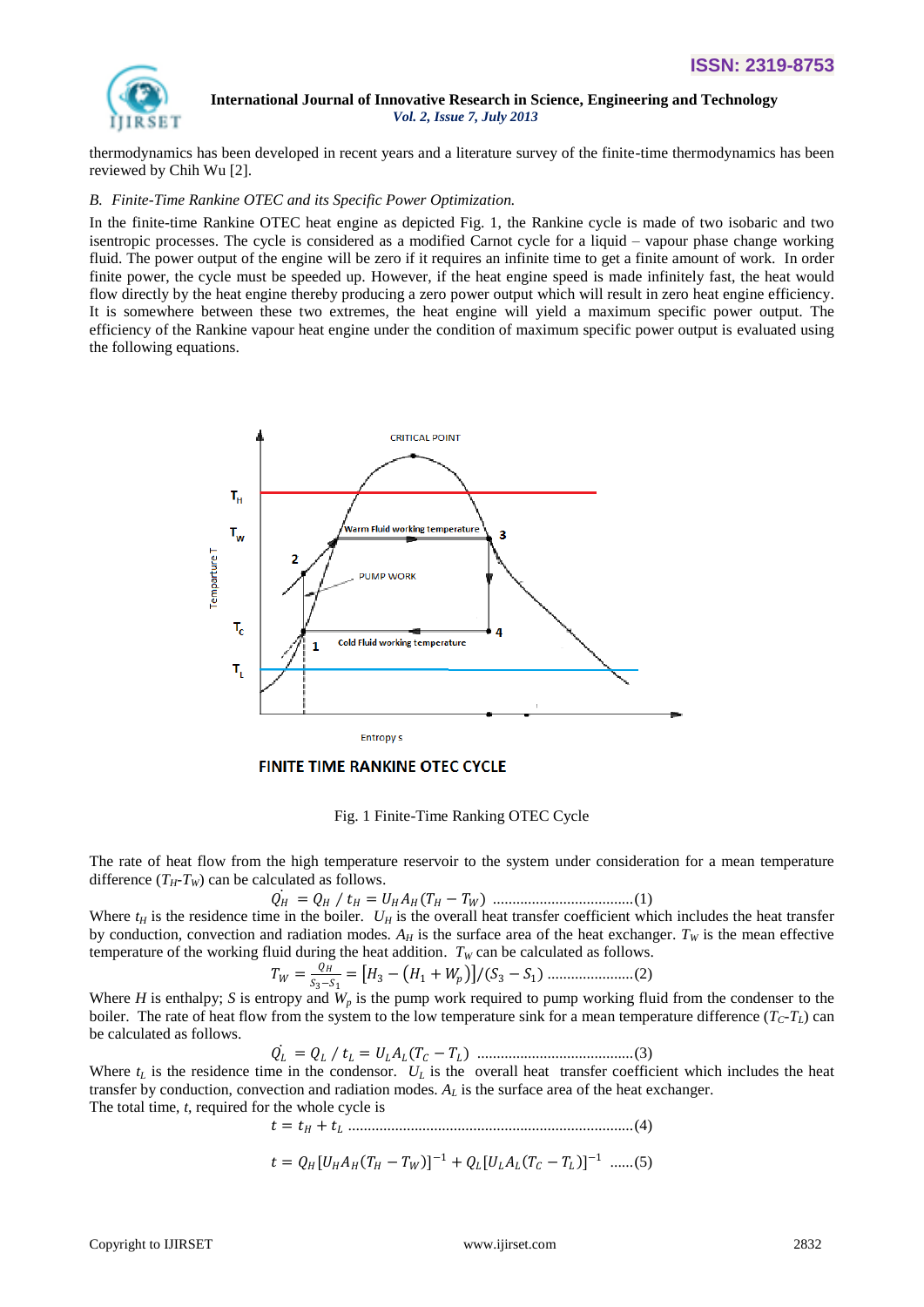thermodynamics has been developed in recent years and a literature survey of the finite-time thermodynamics has been reviewed by Chih Wu [2].

### *B. Finite-Time Rankine OTEC and its Specific Power Optimization.*

In the finite-time Rankine OTEC heat engine as depicted Fig. 1, the Rankine cycle is made of two isobaric and two isentropic processes. The cycle is considered as a modified Carnot cycle for a liquid – vapour phase change working fluid. The power output of the engine will be zero if it requires an infinite time to get a finite amount of work. In order finite power, the cycle must be speeded up. However, if the heat engine speed is made infinitely fast, the heat would flow directly by the heat engine thereby producing a zero power output which will result in zero heat engine efficiency. It is somewhere between these two extremes, the heat engine will yield a maximum specific power output. The efficiency of the Rankine vapour heat engine under the condition of maximum specific power output is evaluated using the following equations.

Fig. 1 Finite-Time Ranking OTEC Cycle

The rate of heat flow from the high temperature reservoir to the system under consideration for a mean temperature difference ($T_H$-$T_W$) can be calculated as follows.

$$\dot{Q_H} = Q_H / t_H = U_H A_H (T_H - T_W) \quad \text{....(1)}$$

Where $t_H$ is the residence time in the boiler. $U_H$ is the overall heat transfer coefficient which includes the heat transfer by conduction, convection and radiation modes. $A_H$ is the surface area of the heat exchanger. $T_W$ is the mean effective temperature of the working fluid during the heat addition. $T_W$ can be calculated as follows.

$$T_W = \frac{Q_H}{S_3 - S_1} = [H_3 - (H_1 + W_p)]/(S_3 - S_1) \quad \text{....(2)}$$

Where $H$ is enthalpy; $S$ is entropy and $W_p$ is the pump work required to pump working fluid from the condenser to the boiler. The rate of heat flow from the system to the low temperature sink for a mean temperature difference ($T_C$-$T_L$) can be calculated as follows.

$$\dot{Q_L} = Q_L / t_L = U_L A_L (T_C - T_L) \quad \text{....(3)}$$

Where $t_L$ is the residence time in the condensor. $U_L$ is the overall heat transfer coefficient which includes the heat transfer by conduction, convection and radiation modes. $A_L$ is the surface area of the heat exchanger.

The total time, $t$, required for the whole cycle is

$$t = t_H + t_L \quad \text{....(4)}$$

$$t = Q_H [U_H A_H (T_H - T_W)]^{-1} + Q_L [U_L A_L (T_C - T_L)]^{-1} \quad \text{....(5)}$$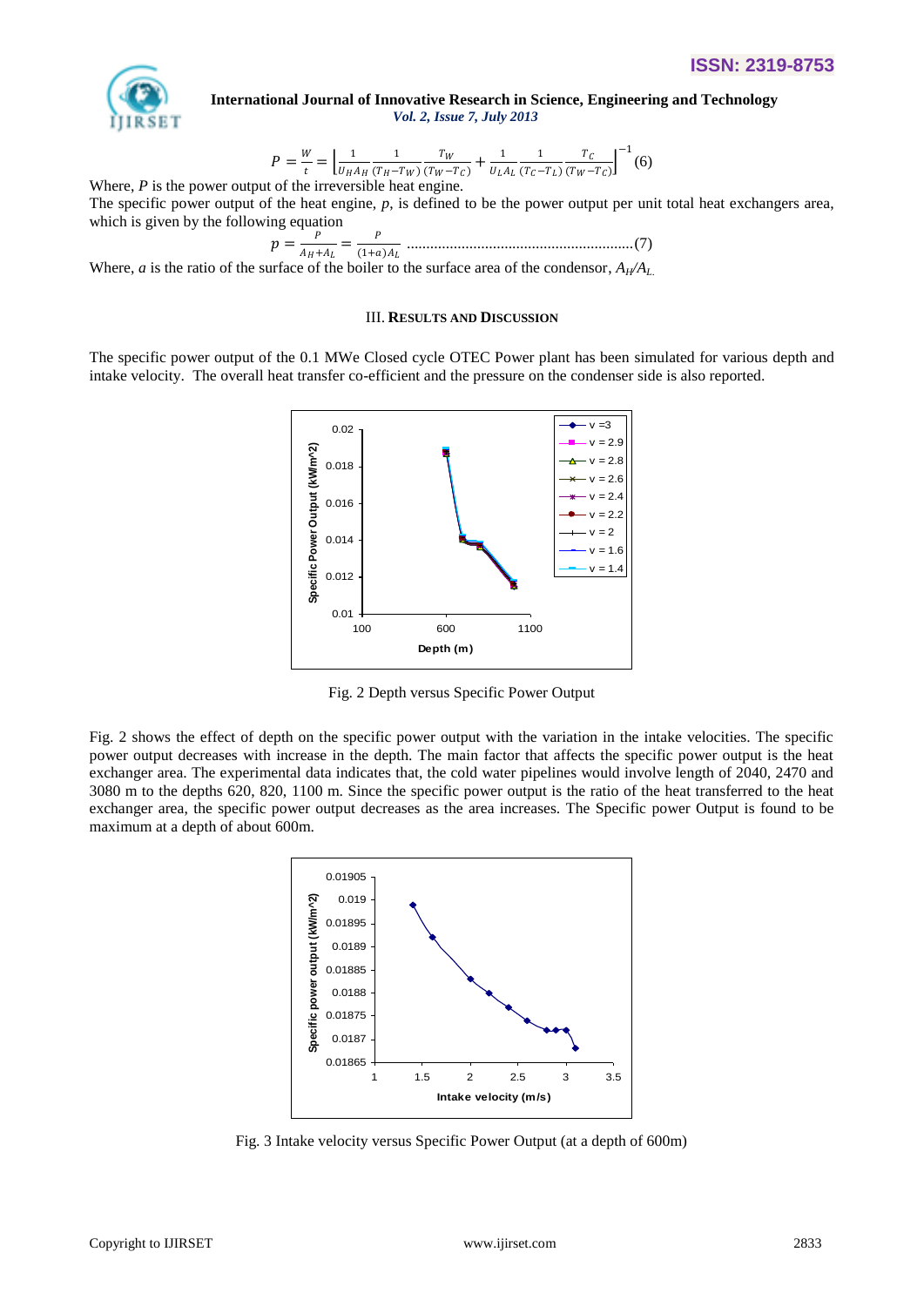$$P = \frac{W}{t} = \left[\frac{1}{U_H A_H}\frac{1}{(T_H - T_W)}\frac{T_W}{(T_W - T_C)} + \frac{1}{U_L A_L}\frac{1}{(T_C - T_L)}\frac{T_C}{(T_W - T_C)}\right]^{-1} \quad (6)$$

Where, $P$ is the power output of the irreversible heat engine.

The specific power output of the heat engine, $p$, is defined to be the power output per unit total heat exchangers area, which is given by the following equation

$$p = \frac{P}{A_H + A_L} = \frac{P}{(1+a)A_L} \quad \text{.........................................................(7)}$$

Where, $a$ is the ratio of the surface of the boiler to the surface area of the condensor, $A_H/A_L$.

## III. Results and Discussion

The specific power output of the 0.1 MWe Closed cycle OTEC Power plant has been simulated for various depth and intake velocity. The overall heat transfer co-efficient and the pressure on the condenser side is also reported.

Fig. 2 Depth versus Specific Power Output

Fig. 2 shows the effect of depth on the specific power output with the variation in the intake velocities. The specific power output decreases with increase in the depth. The main factor that affects the specific power output is the heat exchanger area. The experimental data indicates that, the cold water pipelines would involve length of 2040, 2470 and 3080 m to the depths 620, 820, 1100 m. Since the specific power output is the ratio of the heat transferred to the heat exchanger area, the specific power output decreases as the area increases. The Specific power Output is found to be maximum at a depth of about 600m.

Fig. 3 Intake velocity versus Specific Power Output (at a depth of 600m)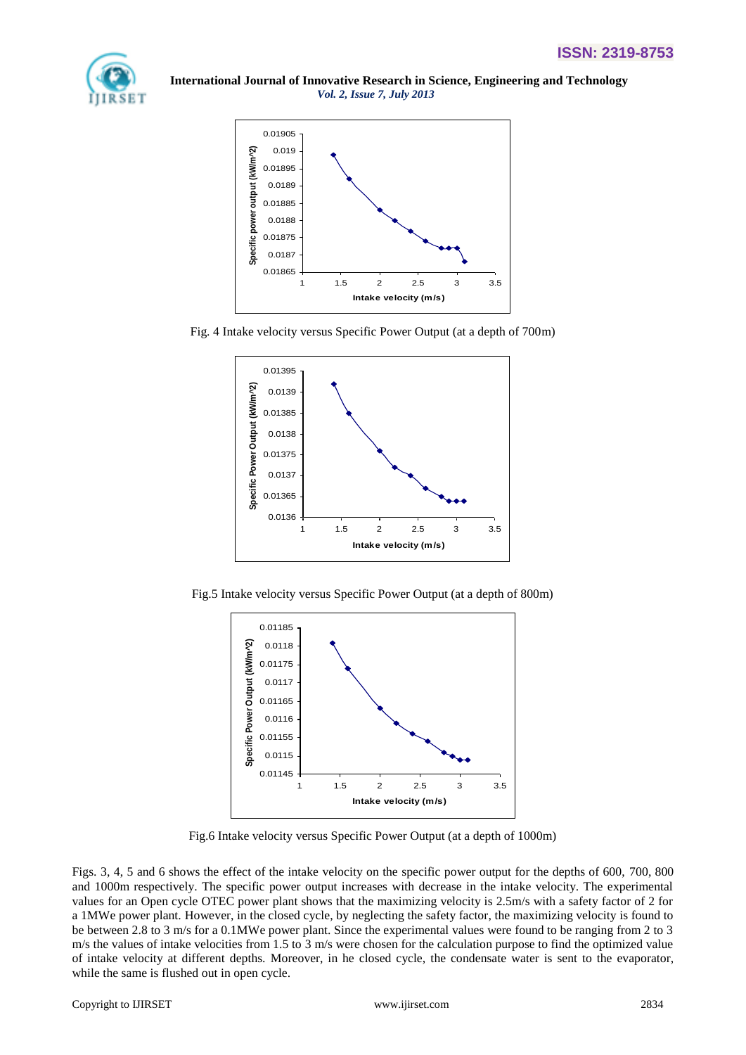Fig. 4 Intake velocity versus Specific Power Output (at a depth of 700m)

Fig.5 Intake velocity versus Specific Power Output (at a depth of 800m)

Fig.6 Intake velocity versus Specific Power Output (at a depth of 1000m)

Figs. 3, 4, 5 and 6 shows the effect of the intake velocity on the specific power output for the depths of 600, 700, 800 and 1000m respectively. The specific power output increases with decrease in the intake velocity. The experimental values for an Open cycle OTEC power plant shows that the maximizing velocity is 2.5m/s with a safety factor of 2 for a 1MWe power plant. However, in the closed cycle, by neglecting the safety factor, the maximizing velocity is found to be between 2.8 to 3 m/s for a 0.1MWe power plant. Since the experimental values were found to be ranging from 2 to 3 m/s the values of intake velocities from 1.5 to 3 m/s were chosen for the calculation purpose to find the optimized value of intake velocity at different depths. Moreover, in he closed cycle, the condensate water is sent to the evaporator, while the same is flushed out in open cycle.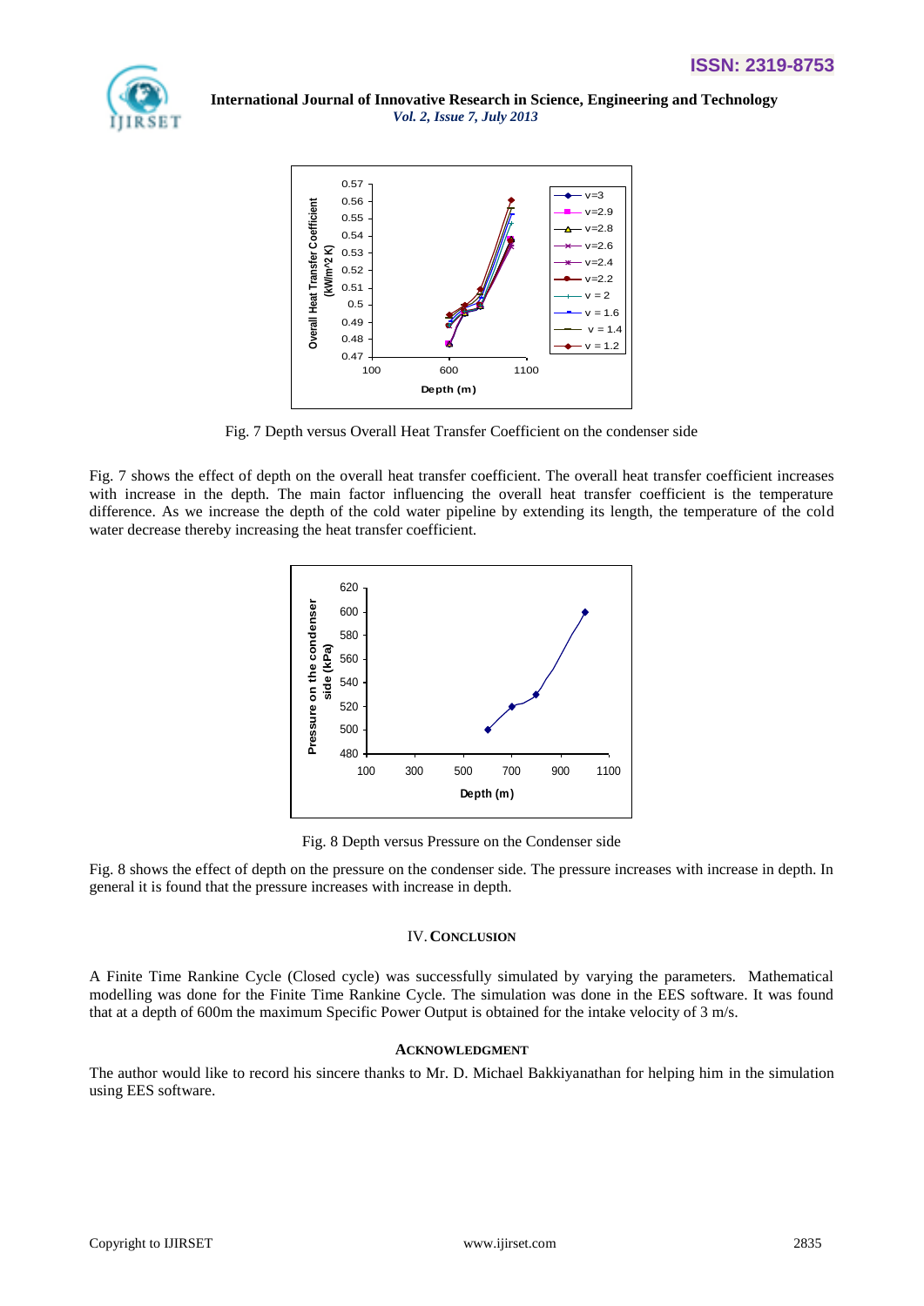Fig. 7 Depth versus Overall Heat Transfer Coefficient on the condenser side

Fig. 7 shows the effect of depth on the overall heat transfer coefficient. The overall heat transfer coefficient increases with increase in the depth. The main factor influencing the overall heat transfer coefficient is the temperature difference. As we increase the depth of the cold water pipeline by extending its length, the temperature of the cold water decrease thereby increasing the heat transfer coefficient.

Fig. 8 Depth versus Pressure on the Condenser side

Fig. 8 shows the effect of depth on the pressure on the condenser side. The pressure increases with increase in depth. In general it is found that the pressure increases with increase in depth.

## IV. Conclusion

A Finite Time Rankine Cycle (Closed cycle) was successfully simulated by varying the parameters. Mathematical modelling was done for the Finite Time Rankine Cycle. The simulation was done in the EES software. It was found that at a depth of 600m the maximum Specific Power Output is obtained for the intake velocity of 3 m/s.

## Acknowledgment

The author would like to record his sincere thanks to Mr. D. Michael Bakkiyanathan for helping him in the simulation using EES software.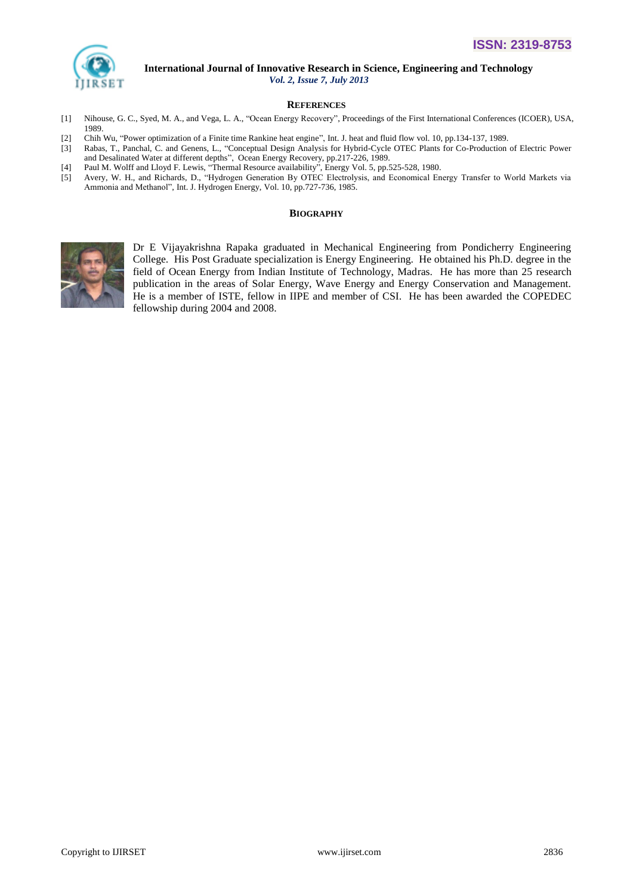## REFERENCES

[1] Nihouse, G. C., Syed, M. A., and Vega, L. A., "Ocean Energy Recovery", Proceedings of the First International Conferences (ICOER), USA, 1989.

[2] Chih Wu, "Power optimization of a Finite time Rankine heat engine", Int. J. heat and fluid flow vol. 10, pp.134-137, 1989.

[3] Rabas, T., Panchal, C. and Genens, L., "Conceptual Design Analysis for Hybrid-Cycle OTEC Plants for Co-Production of Electric Power and Desalinated Water at different depths", Ocean Energy Recovery, pp.217-226, 1989.

[4] Paul M. Wolff and Lloyd F. Lewis, "Thermal Resource availability", Energy Vol. 5, pp.525-528, 1980.

[5] Avery, W. H., and Richards, D., "Hydrogen Generation By OTEC Electrolysis, and Economical Energy Transfer to World Markets via Ammonia and Methanol", Int. J. Hydrogen Energy, Vol. 10, pp.727-736, 1985.

## BIOGRAPHY

Dr E Vijayakrishna Rapaka graduated in Mechanical Engineering from Pondicherry Engineering College. His Post Graduate specialization is Energy Engineering. He obtained his Ph.D. degree in the field of Ocean Energy from Indian Institute of Technology, Madras. He has more than 25 research publication in the areas of Solar Energy, Wave Energy and Energy Conservation and Management. He is a member of ISTE, fellow in IIPE and member of CSI. He has been awarded the COPEDEC fellowship during 2004 and 2008.